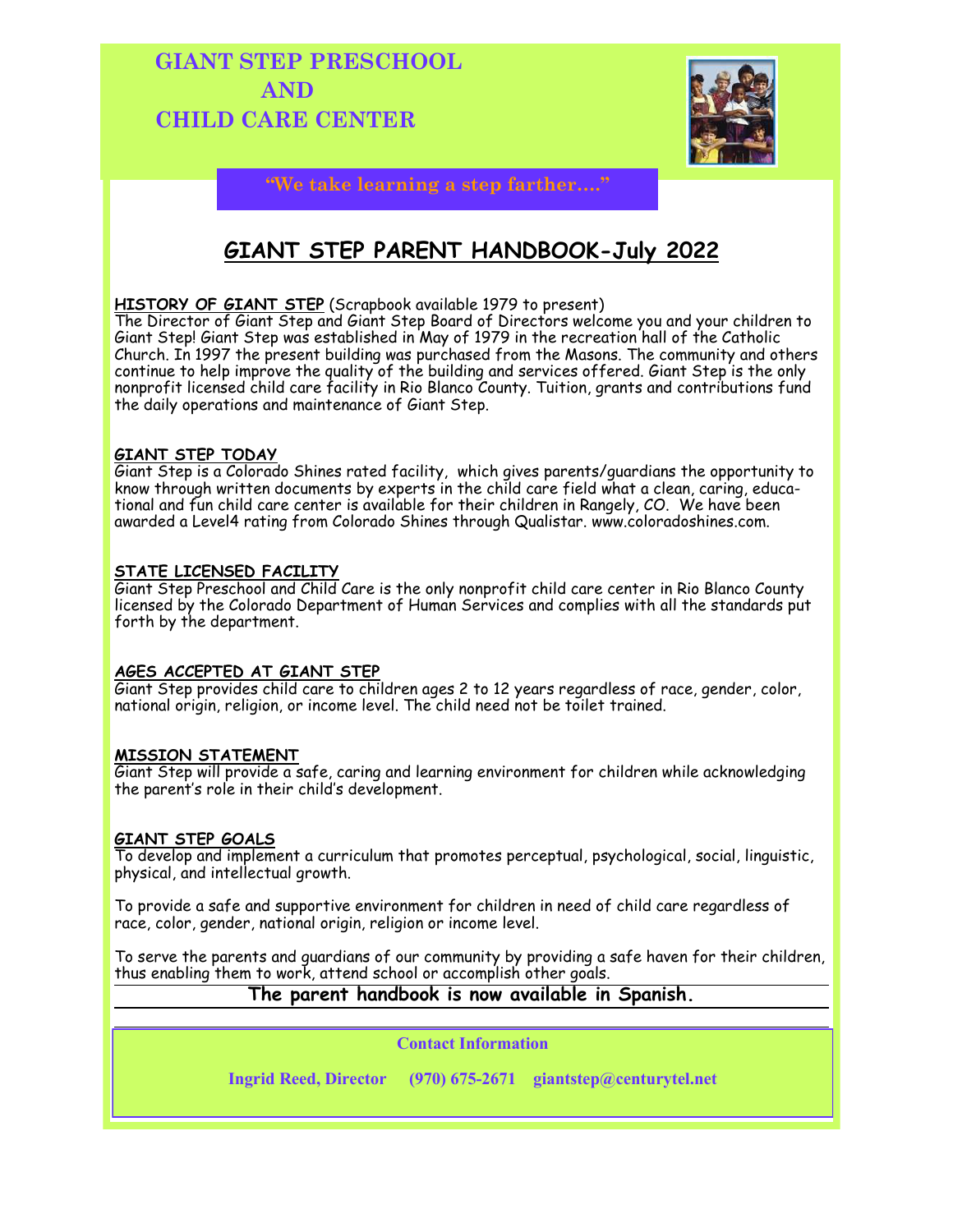# GIANT STEP PRESCHOOL AND CHILD CARE CENTER

**"We take learning a step farther…."**

## GIANT STEP PARENT HANDBOOK-July 2022

**HISTORY OF GIANT STEP** (Scrapbook available 1979 to present)
The Director of Giant Step and Giant Step Board of Directors welcome you and your children to Giant Step! Giant Step was established in May of 1979 in the recreation hall of the Catholic Church. In 1997 the present building was purchased from the Masons. The community and others continue to help improve the quality of the building and services offered. Giant Step is the only nonprofit licensed child care facility in Rio Blanco County. Tuition, grants and contributions fund the daily operations and maintenance of Giant Step.

**GIANT STEP TODAY**
Giant Step is a Colorado Shines rated facility, which gives parents/guardians the opportunity to know through written documents by experts in the child care field what a clean, caring, educational and fun child care center is available for their children in Rangely, CO. We have been awarded a Level4 rating from Colorado Shines through Qualistar. www.coloradoshines.com.

**STATE LICENSED FACILITY**
Giant Step Preschool and Child Care is the only nonprofit child care center in Rio Blanco County licensed by the Colorado Department of Human Services and complies with all the standards put forth by the department.

**AGES ACCEPTED AT GIANT STEP**
Giant Step provides child care to children ages 2 to 12 years regardless of race, gender, color, national origin, religion, or income level. The child need not be toilet trained.

**MISSION STATEMENT**
Giant Step will provide a safe, caring and learning environment for children while acknowledging the parent's role in their child's development.

**GIANT STEP GOALS**
To develop and implement a curriculum that promotes perceptual, psychological, social, linguistic, physical, and intellectual growth.

To provide a safe and supportive environment for children in need of child care regardless of race, color, gender, national origin, religion or income level.

To serve the parents and guardians of our community by providing a safe haven for their children, thus enabling them to work, attend school or accomplish other goals.

**The parent handbook is now available in Spanish.**

**Contact Information**

**Ingrid Reed, Director (970) 675-2671 giantstep@centurytel.net**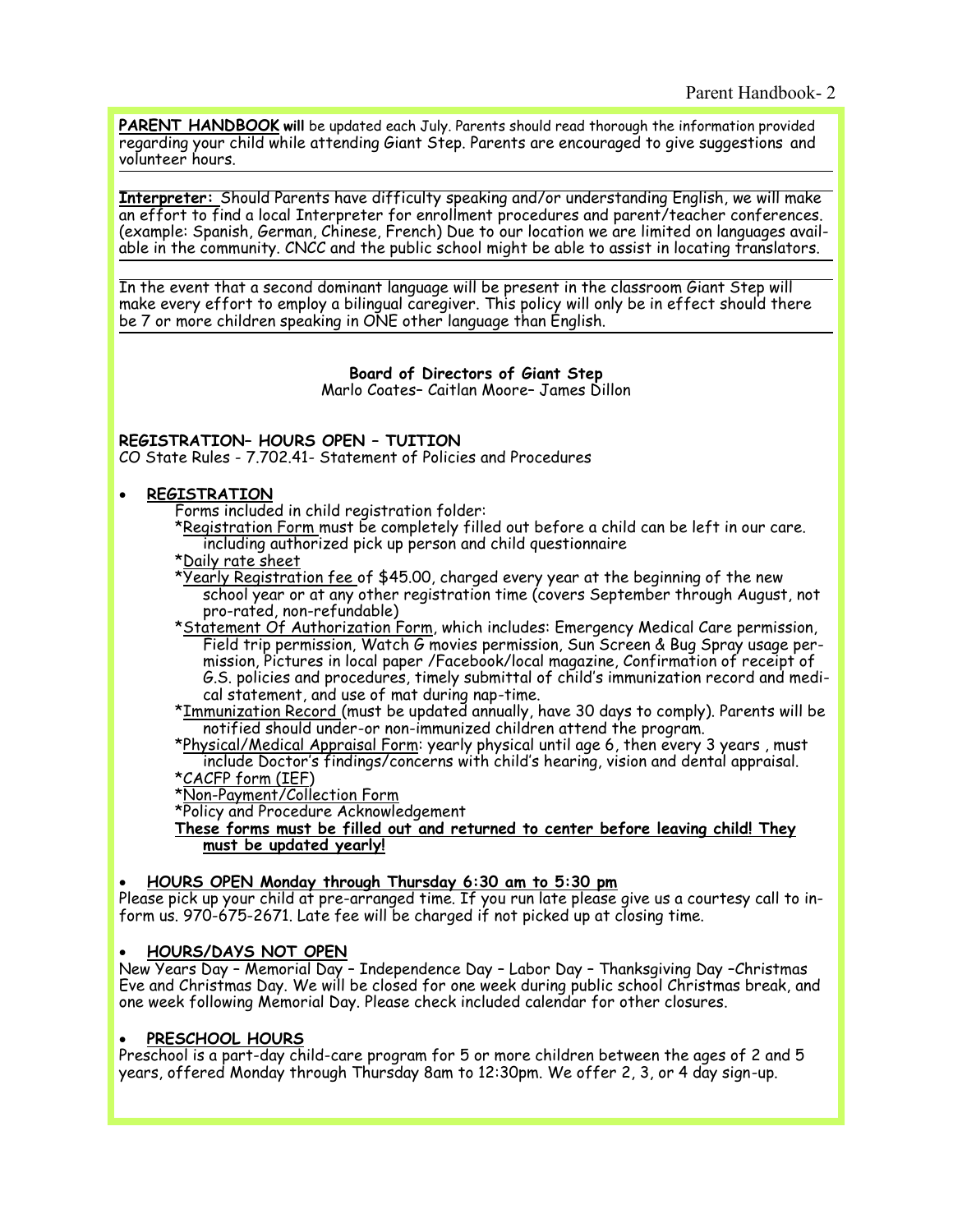**PARENT HANDBOOK will** be updated each July. Parents should read thorough the information provided regarding your child while attending Giant Step. Parents are encouraged to give suggestions and volunteer hours.

---

**Interpreter:** Should Parents have difficulty speaking and/or understanding English, we will make an effort to find a local Interpreter for enrollment procedures and parent/teacher conferences. (example: Spanish, German, Chinese, French) Due to our location we are limited on languages available in the community. CNCC and the public school might be able to assist in locating translators.

---

In the event that a second dominant language will be present in the classroom Giant Step will make every effort to employ a bilingual caregiver. This policy will only be in effect should there be 7 or more children speaking in ONE other language than English.

---

**Board of Directors of Giant Step**
Marlo Coates– Caitlan Moore– James Dillon

**REGISTRATION– HOURS OPEN – TUITION**
CO State Rules - 7.702.41- Statement of Policies and Procedures

- **REGISTRATION**

  Forms included in child registration folder:

  *Registration Form must be completely filled out before a child can be left in our care. including authorized pick up person and child questionnaire

  *Daily rate sheet

  *Yearly Registration fee of $45.00, charged every year at the beginning of the new school year or at any other registration time (covers September through August, not pro-rated, non-refundable)

  *Statement Of Authorization Form, which includes: Emergency Medical Care permission, Field trip permission, Watch G movies permission, Sun Screen & Bug Spray usage permission, Pictures in local paper /Facebook/local magazine, Confirmation of receipt of G.S. policies and procedures, timely submittal of child's immunization record and medical statement, and use of mat during nap-time.

  *Immunization Record (must be updated annually, have 30 days to comply). Parents will be notified should under-or non-immunized children attend the program.

  *Physical/Medical Appraisal Form: yearly physical until age 6, then every 3 years , must include Doctor's findings/concerns with child's hearing, vision and dental appraisal.

  *CACFP form (IEF)

  *Non-Payment/Collection Form

  *Policy and Procedure Acknowledgement

  **These forms must be filled out and returned to center before leaving child! They must be updated yearly!**

- **HOURS OPEN Monday through Thursday 6:30 am to 5:30 pm**

Please pick up your child at pre-arranged time. If you run late please give us a courtesy call to inform us. 970-675-2671. Late fee will be charged if not picked up at closing time.

- **HOURS/DAYS NOT OPEN**

New Years Day – Memorial Day – Independence Day – Labor Day – Thanksgiving Day –Christmas Eve and Christmas Day. We will be closed for one week during public school Christmas break, and one week following Memorial Day. Please check included calendar for other closures.

- **PRESCHOOL HOURS**

Preschool is a part-day child-care program for 5 or more children between the ages of 2 and 5 years, offered Monday through Thursday 8am to 12:30pm. We offer 2, 3, or 4 day sign-up.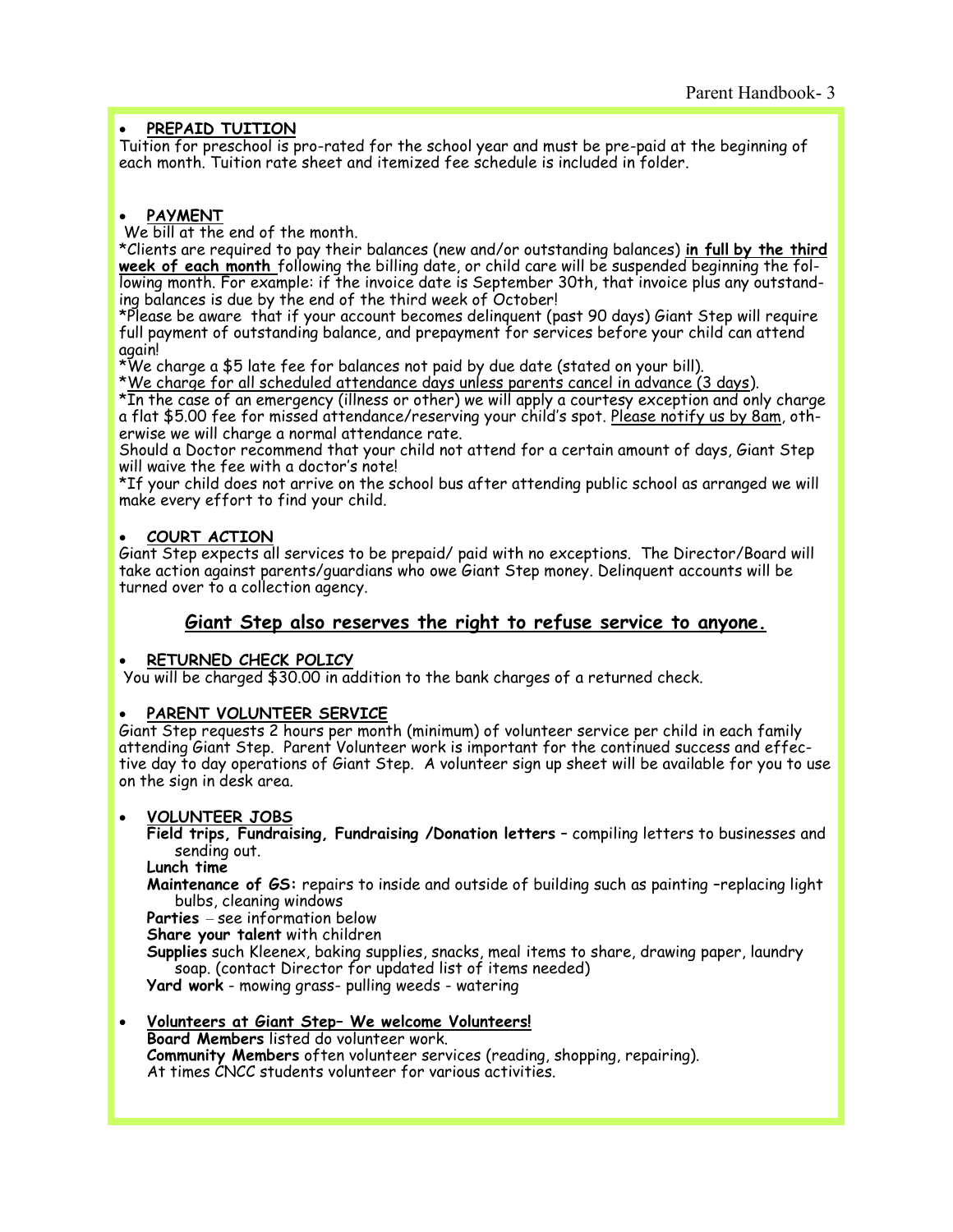- **PREPAID TUITION**

Tuition for preschool is pro-rated for the school year and must be pre-paid at the beginning of each month. Tuition rate sheet and itemized fee schedule is included in folder.

- **PAYMENT**

We bill at the end of the month.

*Clients are required to pay their balances (new and/or outstanding balances) **in full by the third week of each month** following the billing date, or child care will be suspended beginning the following month. For example: if the invoice date is September 30th, that invoice plus any outstanding balances is due by the end of the third week of October!

*Please be aware that if your account becomes delinquent (past 90 days) Giant Step will require full payment of outstanding balance, and prepayment for services before your child can attend again!

*We charge a $5 late fee for balances not paid by due date (stated on your bill).

*We charge for all scheduled attendance days unless parents cancel in advance (3 days).

*In the case of an emergency (illness or other) we will apply a courtesy exception and only charge a flat $5.00 fee for missed attendance/reserving your child's spot. Please notify us by 8am, otherwise we will charge a normal attendance rate.

Should a Doctor recommend that your child not attend for a certain amount of days, Giant Step will waive the fee with a doctor's note!

*If your child does not arrive on the school bus after attending public school as arranged we will make every effort to find your child.

- **COURT ACTION**

Giant Step expects all services to be prepaid/ paid with no exceptions. The Director/Board will take action against parents/guardians who owe Giant Step money. Delinquent accounts will be turned over to a collection agency.

## Giant Step also reserves the right to refuse service to anyone.

- **RETURNED CHECK POLICY**

You will be charged $30.00 in addition to the bank charges of a returned check.

- **PARENT VOLUNTEER SERVICE**

Giant Step requests 2 hours per month (minimum) of volunteer service per child in each family attending Giant Step. Parent Volunteer work is important for the continued success and effective day to day operations of Giant Step. A volunteer sign up sheet will be available for you to use on the sign in desk area.

- **VOLUNTEER JOBS**

  **Field trips, Fundraising, Fundraising /Donation letters** – compiling letters to businesses and sending out.

  **Lunch time**

  **Maintenance of GS:** repairs to inside and outside of building such as painting –replacing light bulbs, cleaning windows

  **Parties** – see information below

  **Share your talent** with children

  **Supplies** such Kleenex, baking supplies, snacks, meal items to share, drawing paper, laundry soap. (contact Director for updated list of items needed)

  **Yard work** - mowing grass- pulling weeds - watering

- **Volunteers at Giant Step– We welcome Volunteers!**

  **Board Members** listed do volunteer work.

  **Community Members** often volunteer services (reading, shopping, repairing).

  At times CNCC students volunteer for various activities.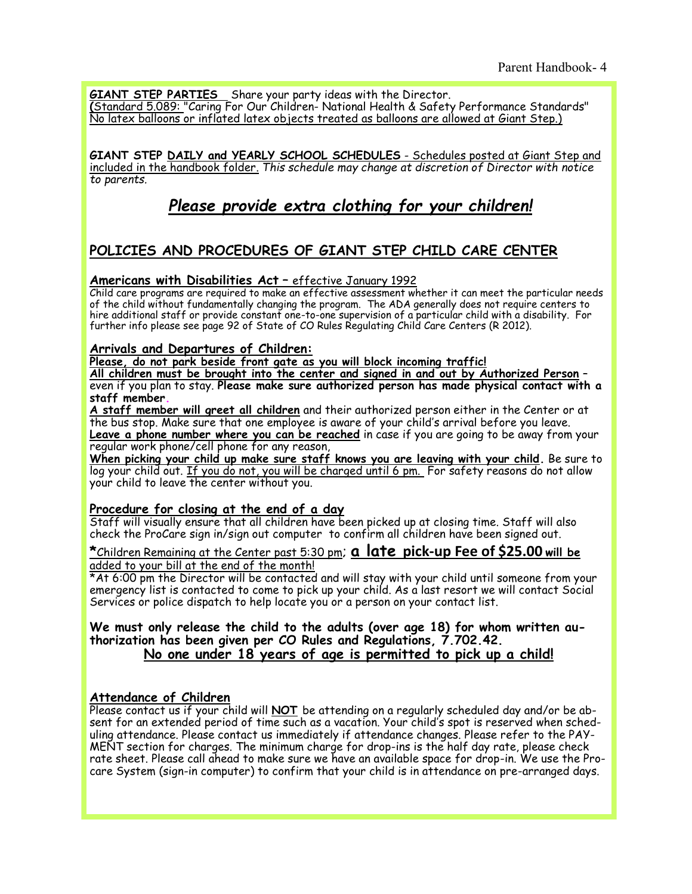**GIANT STEP PARTIES** Share your party ideas with the Director.
(Standard 5.089: "Caring For Our Children- National Health & Safety Performance Standards" No latex balloons or inflated latex objects treated as balloons are allowed at Giant Step.)

**GIANT STEP DAILY and YEARLY SCHOOL SCHEDULES** - Schedules posted at Giant Step and included in the handbook folder. *This schedule may change at discretion of Director with notice to parents.*

## *Please provide extra clothing for your children!*

## POLICIES AND PROCEDURES OF GIANT STEP CHILD CARE CENTER

### Americans with Disabilities Act – effective January 1992

Child care programs are required to make an effective assessment whether it can meet the particular needs of the child without fundamentally changing the program. The ADA generally does not require centers to hire additional staff or provide constant one-to-one supervision of a particular child with a disability. For further info please see page 92 of State of CO Rules Regulating Child Care Centers (R 2012).

### Arrivals and Departures of Children:

**Please, do not park beside front gate as you will block incoming traffic!**

**All children must be brought into the center and signed in and out by Authorized Person** – even if you plan to stay. **Please make sure authorized person has made physical contact with a staff member.**

**A staff member will greet all children** and their authorized person either in the Center or at the bus stop. Make sure that one employee is aware of your child's arrival before you leave.

**Leave a phone number where you can be reached** in case if you are going to be away from your regular work phone/cell phone for any reason,

**When picking your child up make sure staff knows you are leaving with your child.** Be sure to log your child out. If you do not, you will be charged until 6 pm. For safety reasons do not allow your child to leave the center without you.

### Procedure for closing at the end of a day

Staff will visually ensure that all children have been picked up at closing time. Staff will also check the ProCare sign in/sign out computer to confirm all children have been signed out.

*Children Remaining at the Center past 5:30 pm; **a late pick-up Fee of $25.00 will be** added to your bill at the end of the month!

*At 6:00 pm the Director will be contacted and will stay with your child until someone from your emergency list is contacted to come to pick up your child. As a last resort we will contact Social Services or police dispatch to help locate you or a person on your contact list.

**We must only release the child to the adults (over age 18) for whom written authorization has been given per CO Rules and Regulations, 7.702.42.**

**No one under 18 years of age is permitted to pick up a child!**

### Attendance of Children

Please contact us if your child will **NOT** be attending on a regularly scheduled day and/or be absent for an extended period of time such as a vacation. Your child's spot is reserved when scheduling attendance. Please contact us immediately if attendance changes. Please refer to the PAYMENT section for charges. The minimum charge for drop-ins is the half day rate, please check rate sheet. Please call ahead to make sure we have an available space for drop-in. We use the Procare System (sign-in computer) to confirm that your child is in attendance on pre-arranged days.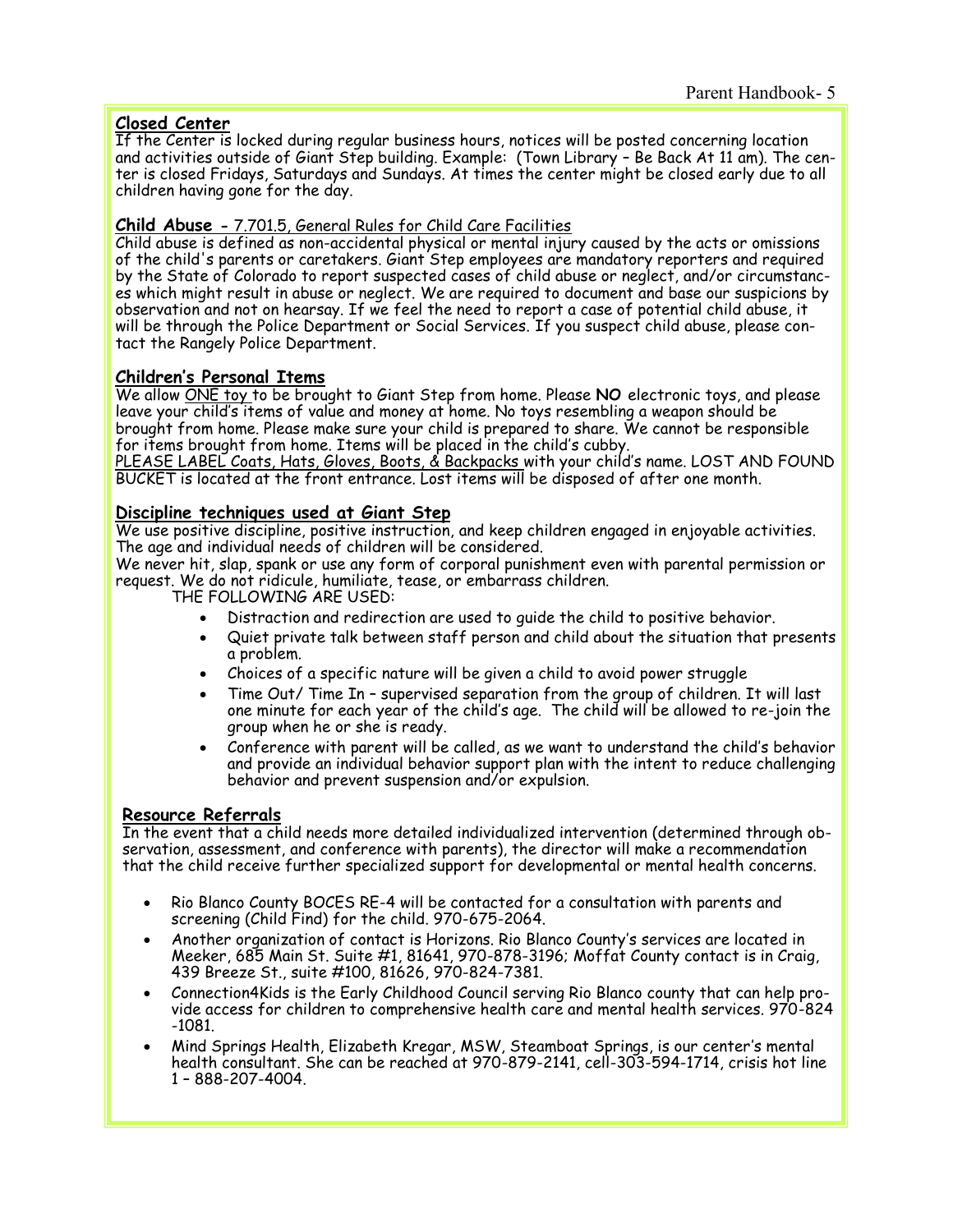## Closed Center

If the Center is locked during regular business hours, notices will be posted concerning location and activities outside of Giant Step building. Example: (Town Library – Be Back At 11 am). The center is closed Fridays, Saturdays and Sundays. At times the center might be closed early due to all children having gone for the day.

## Child Abuse - 7.701.5, General Rules for Child Care Facilities

Child abuse is defined as non-accidental physical or mental injury caused by the acts or omissions of the child's parents or caretakers. Giant Step employees are mandatory reporters and required by the State of Colorado to report suspected cases of child abuse or neglect, and/or circumstances which might result in abuse or neglect. We are required to document and base our suspicions by observation and not on hearsay. If we feel the need to report a case of potential child abuse, it will be through the Police Department or Social Services. If you suspect child abuse, please contact the Rangely Police Department.

## Children's Personal Items

We allow ONE toy to be brought to Giant Step from home. Please **NO** electronic toys, and please leave your child's items of value and money at home. No toys resembling a weapon should be brought from home. Please make sure your child is prepared to share. We cannot be responsible for items brought from home. Items will be placed in the child's cubby.

PLEASE LABEL Coats, Hats, Gloves, Boots, & Backpacks with your child's name. LOST AND FOUND BUCKET is located at the front entrance. Lost items will be disposed of after one month.

## Discipline techniques used at Giant Step

We use positive discipline, positive instruction, and keep children engaged in enjoyable activities. The age and individual needs of children will be considered.

We never hit, slap, spank or use any form of corporal punishment even with parental permission or request. We do not ridicule, humiliate, tease, or embarrass children.

THE FOLLOWING ARE USED:

- Distraction and redirection are used to guide the child to positive behavior.
- Quiet private talk between staff person and child about the situation that presents a problem.
- Choices of a specific nature will be given a child to avoid power struggle
- Time Out/ Time In – supervised separation from the group of children. It will last one minute for each year of the child's age. The child will be allowed to re-join the group when he or she is ready.
- Conference with parent will be called, as we want to understand the child's behavior and provide an individual behavior support plan with the intent to reduce challenging behavior and prevent suspension and/or expulsion.

## Resource Referrals

In the event that a child needs more detailed individualized intervention (determined through observation, assessment, and conference with parents), the director will make a recommendation that the child receive further specialized support for developmental or mental health concerns.

- Rio Blanco County BOCES RE-4 will be contacted for a consultation with parents and screening (Child Find) for the child. 970-675-2064.
- Another organization of contact is Horizons. Rio Blanco County's services are located in Meeker, 685 Main St. Suite #1, 81641, 970-878-3196; Moffat County contact is in Craig, 439 Breeze St., suite #100, 81626, 970-824-7381.
- Connection4Kids is the Early Childhood Council serving Rio Blanco county that can help provide access for children to comprehensive health care and mental health services. 970-824-1081.
- Mind Springs Health, Elizabeth Kregar, MSW, Steamboat Springs, is our center's mental health consultant. She can be reached at 970-879-2141, cell-303-594-1714, crisis hot line 1 – 888-207-4004.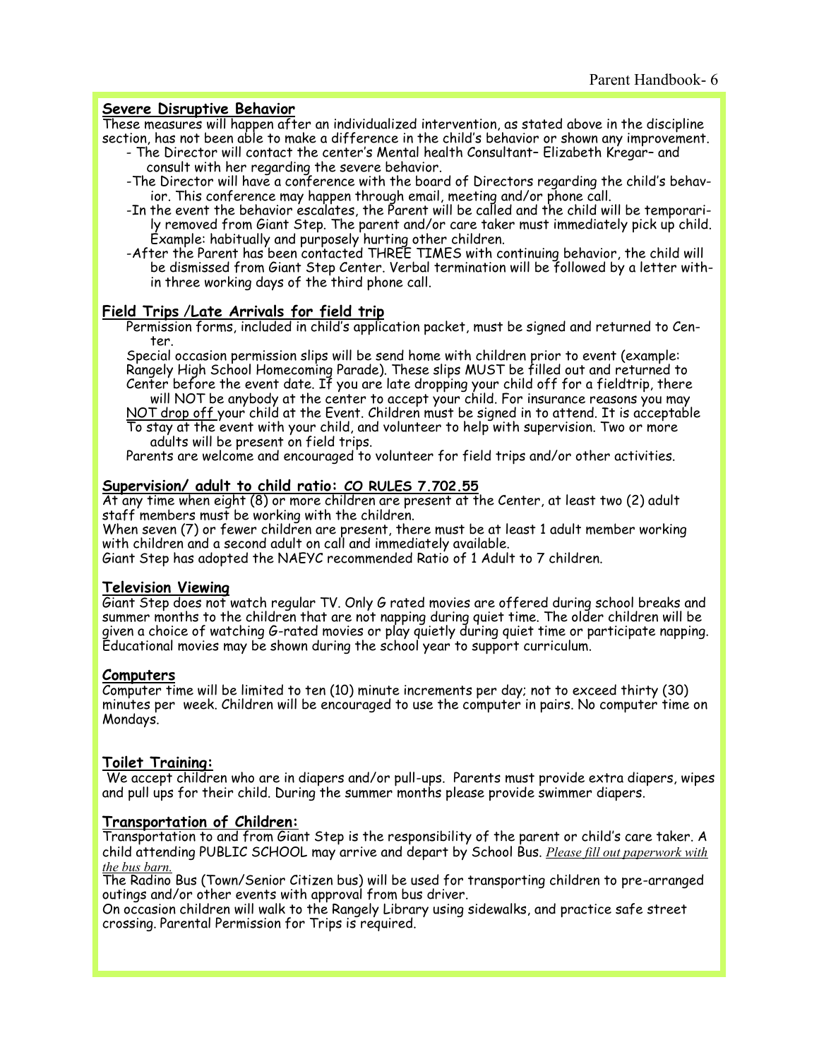### Severe Disruptive Behavior

These measures will happen after an individualized intervention, as stated above in the discipline section, has not been able to make a difference in the child's behavior or shown any improvement.

- The Director will contact the center's Mental health Consultant– Elizabeth Kregar– and consult with her regarding the severe behavior.
- The Director will have a conference with the board of Directors regarding the child's behavior. This conference may happen through email, meeting and/or phone call.
- In the event the behavior escalates, the Parent will be called and the child will be temporarily removed from Giant Step. The parent and/or care taker must immediately pick up child. Example: habitually and purposely hurting other children.
- After the Parent has been contacted THREE TIMES with continuing behavior, the child will be dismissed from Giant Step Center. Verbal termination will be followed by a letter within three working days of the third phone call.

### Field Trips /Late Arrivals for field trip

Permission forms, included in child's application packet, must be signed and returned to Center.

Special occasion permission slips will be send home with children prior to event (example: Rangely High School Homecoming Parade). These slips MUST be filled out and returned to Center before the event date. If you are late dropping your child off for a fieldtrip, there will NOT be anybody at the center to accept your child. For insurance reasons you may NOT drop off your child at the Event. Children must be signed in to attend. It is acceptable To stay at the event with your child, and volunteer to help with supervision. Two or more adults will be present on field trips.

Parents are welcome and encouraged to volunteer for field trips and/or other activities.

### Supervision/ adult to child ratio: CO RULES 7.702.55

At any time when eight (8) or more children are present at the Center, at least two (2) adult staff members must be working with the children.

When seven (7) or fewer children are present, there must be at least 1 adult member working with children and a second adult on call and immediately available.

Giant Step has adopted the NAEYC recommended Ratio of 1 Adult to 7 children.

### Television Viewing

Giant Step does not watch regular TV. Only G rated movies are offered during school breaks and summer months to the children that are not napping during quiet time. The older children will be given a choice of watching G-rated movies or play quietly during quiet time or participate napping. Educational movies may be shown during the school year to support curriculum.

### Computers

Computer time will be limited to ten (10) minute increments per day; not to exceed thirty (30) minutes per week. Children will be encouraged to use the computer in pairs. No computer time on Mondays.

### Toilet Training:

We accept children who are in diapers and/or pull-ups. Parents must provide extra diapers, wipes and pull ups for their child. During the summer months please provide swimmer diapers.

### Transportation of Children:

Transportation to and from Giant Step is the responsibility of the parent or child's care taker. A child attending PUBLIC SCHOOL may arrive and depart by School Bus. *Please fill out paperwork with the bus barn.*

The Radino Bus (Town/Senior Citizen bus) will be used for transporting children to pre-arranged outings and/or other events with approval from bus driver.

On occasion children will walk to the Rangely Library using sidewalks, and practice safe street crossing. Parental Permission for Trips is required.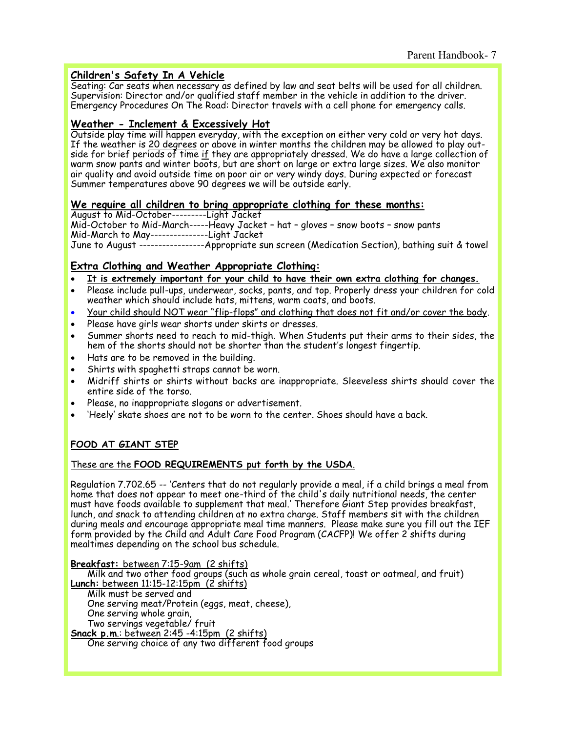## Children's Safety In A Vehicle

Seating: Car seats when necessary as defined by law and seat belts will be used for all children.
Supervision: Director and/or qualified staff member in the vehicle in addition to the driver.
Emergency Procedures On The Road: Director travels with a cell phone for emergency calls.

## Weather - Inclement & Excessively Hot

Outside play time will happen everyday, with the exception on either very cold or very hot days. If the weather is 20 degrees or above in winter months the children may be allowed to play outside for brief periods of time if they are appropriately dressed. We do have a large collection of warm snow pants and winter boots, but are short on large or extra large sizes. We also monitor air quality and avoid outside time on poor air or very windy days. During expected or forecast Summer temperatures above 90 degrees we will be outside early.

## We require all children to bring appropriate clothing for these months:

August to Mid-October---------Light Jacket
Mid-October to Mid-March-----Heavy Jacket – hat – gloves – snow boots – snow pants
Mid-March to May---------------Light Jacket
June to August -----------------Appropriate sun screen (Medication Section), bathing suit & towel

## Extra Clothing and Weather Appropriate Clothing:

- **It is extremely important for your child to have their own extra clothing for changes.**
- Please include pull-ups, underwear, socks, pants, and top. Properly dress your children for cold weather which should include hats, mittens, warm coats, and boots.
- Your child should NOT wear "flip-flops" and clothing that does not fit and/or cover the body.
- Please have girls wear shorts under skirts or dresses.
- Summer shorts need to reach to mid-thigh. When Students put their arms to their sides, the hem of the shorts should not be shorter than the student's longest fingertip.
- Hats are to be removed in the building.
- Shirts with spaghetti straps cannot be worn.
- Midriff shirts or shirts without backs are inappropriate. Sleeveless shirts should cover the entire side of the torso.
- Please, no inappropriate slogans or advertisement.
- 'Heely' skate shoes are not to be worn to the center. Shoes should have a back.

## FOOD AT GIANT STEP

These are the **FOOD REQUIREMENTS put forth by the USDA**.

Regulation 7.702.65 -- 'Centers that do not regularly provide a meal, if a child brings a meal from home that does not appear to meet one-third of the child's daily nutritional needs, the center must have foods available to supplement that meal.' Therefore Giant Step provides breakfast, lunch, and snack to attending children at no extra charge. Staff members sit with the children during meals and encourage appropriate meal time manners. Please make sure you fill out the IEF form provided by the Child and Adult Care Food Program (CACFP)! We offer 2 shifts during mealtimes depending on the school bus schedule.

**Breakfast:** between 7:15-9am (2 shifts)
Milk and two other food groups (such as whole grain cereal, toast or oatmeal, and fruit)

**Lunch:** between 11:15-12:15pm (2 shifts)
Milk must be served and
One serving meat/Protein (eggs, meat, cheese),
One serving whole grain,
Two servings vegetable/ fruit

**Snack p.m.**: between 2:45 -4:15pm (2 shifts)
One serving choice of any two different food groups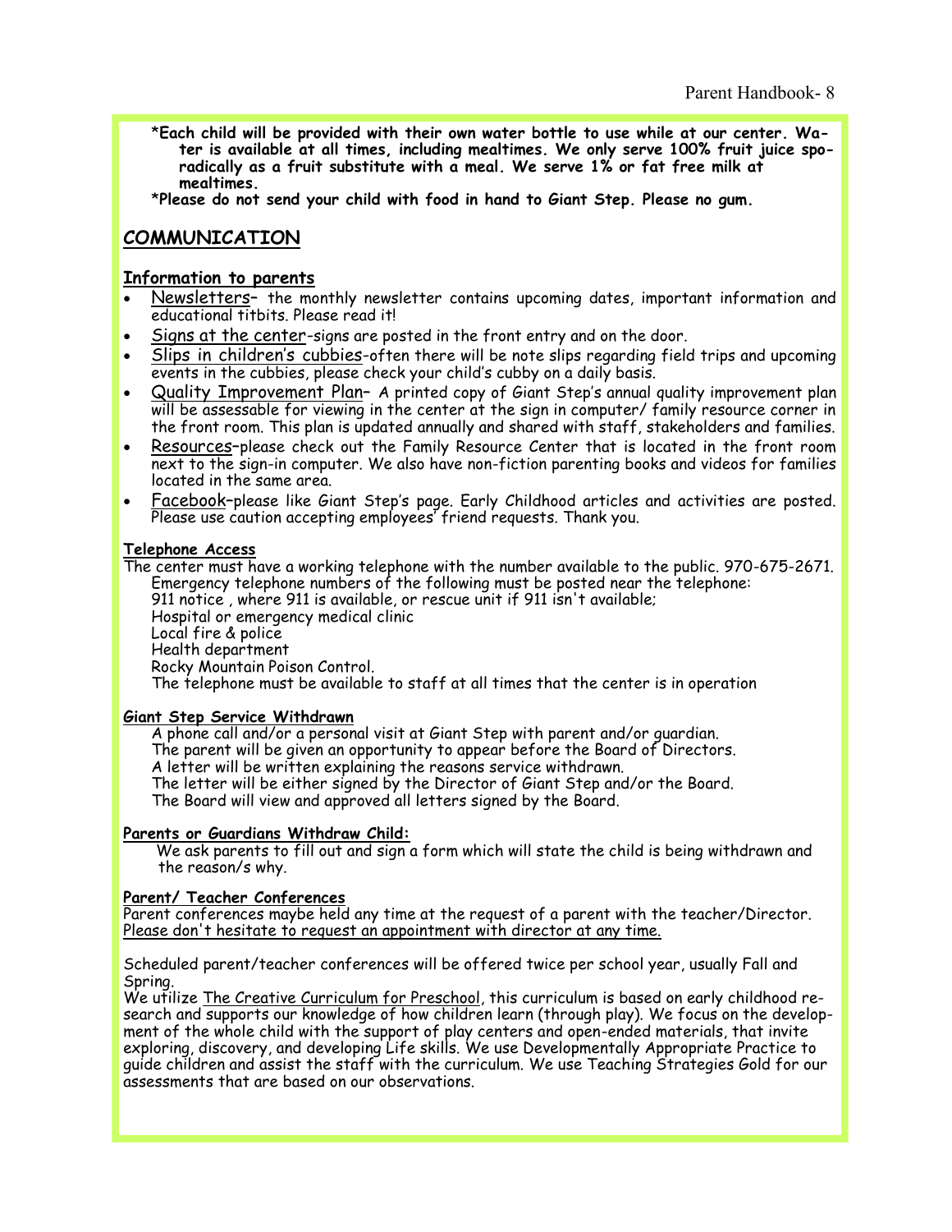**\*Each child will be provided with their own water bottle to use while at our center. Water is available at all times, including mealtimes. We only serve 100% fruit juice sporadically as a fruit substitute with a meal. We serve 1% or fat free milk at mealtimes.**

**\*Please do not send your child with food in hand to Giant Step. Please no gum.**

## COMMUNICATION

### Information to parents

- Newsletters– the monthly newsletter contains upcoming dates, important information and educational titbits. Please read it!
- Signs at the center-signs are posted in the front entry and on the door.
- Slips in children's cubbies-often there will be note slips regarding field trips and upcoming events in the cubbies, please check your child's cubby on a daily basis.
- Quality Improvement Plan– A printed copy of Giant Step's annual quality improvement plan will be assessable for viewing in the center at the sign in computer/ family resource corner in the front room. This plan is updated annually and shared with staff, stakeholders and families.
- Resources–please check out the Family Resource Center that is located in the front room next to the sign-in computer. We also have non-fiction parenting books and videos for families located in the same area.
- Facebook–please like Giant Step's page. Early Childhood articles and activities are posted. Please use caution accepting employees' friend requests. Thank you.

#### Telephone Access

The center must have a working telephone with the number available to the public. 970-675-2671.
Emergency telephone numbers of the following must be posted near the telephone:
911 notice , where 911 is available, or rescue unit if 911 isn't available;
Hospital or emergency medical clinic
Local fire & police
Health department
Rocky Mountain Poison Control.
The telephone must be available to staff at all times that the center is in operation

#### Giant Step Service Withdrawn

A phone call and/or a personal visit at Giant Step with parent and/or guardian.
The parent will be given an opportunity to appear before the Board of Directors.
A letter will be written explaining the reasons service withdrawn.
The letter will be either signed by the Director of Giant Step and/or the Board.
The Board will view and approved all letters signed by the Board.

#### Parents or Guardians Withdraw Child:

We ask parents to fill out and sign a form which will state the child is being withdrawn and the reason/s why.

#### Parent/ Teacher Conferences

Parent conferences maybe held any time at the request of a parent with the teacher/Director. Please don't hesitate to request an appointment with director at any time.

Scheduled parent/teacher conferences will be offered twice per school year, usually Fall and Spring.
We utilize The Creative Curriculum for Preschool, this curriculum is based on early childhood research and supports our knowledge of how children learn (through play). We focus on the development of the whole child with the support of play centers and open-ended materials, that invite exploring, discovery, and developing Life skills. We use Developmentally Appropriate Practice to guide children and assist the staff with the curriculum. We use Teaching Strategies Gold for our assessments that are based on our observations.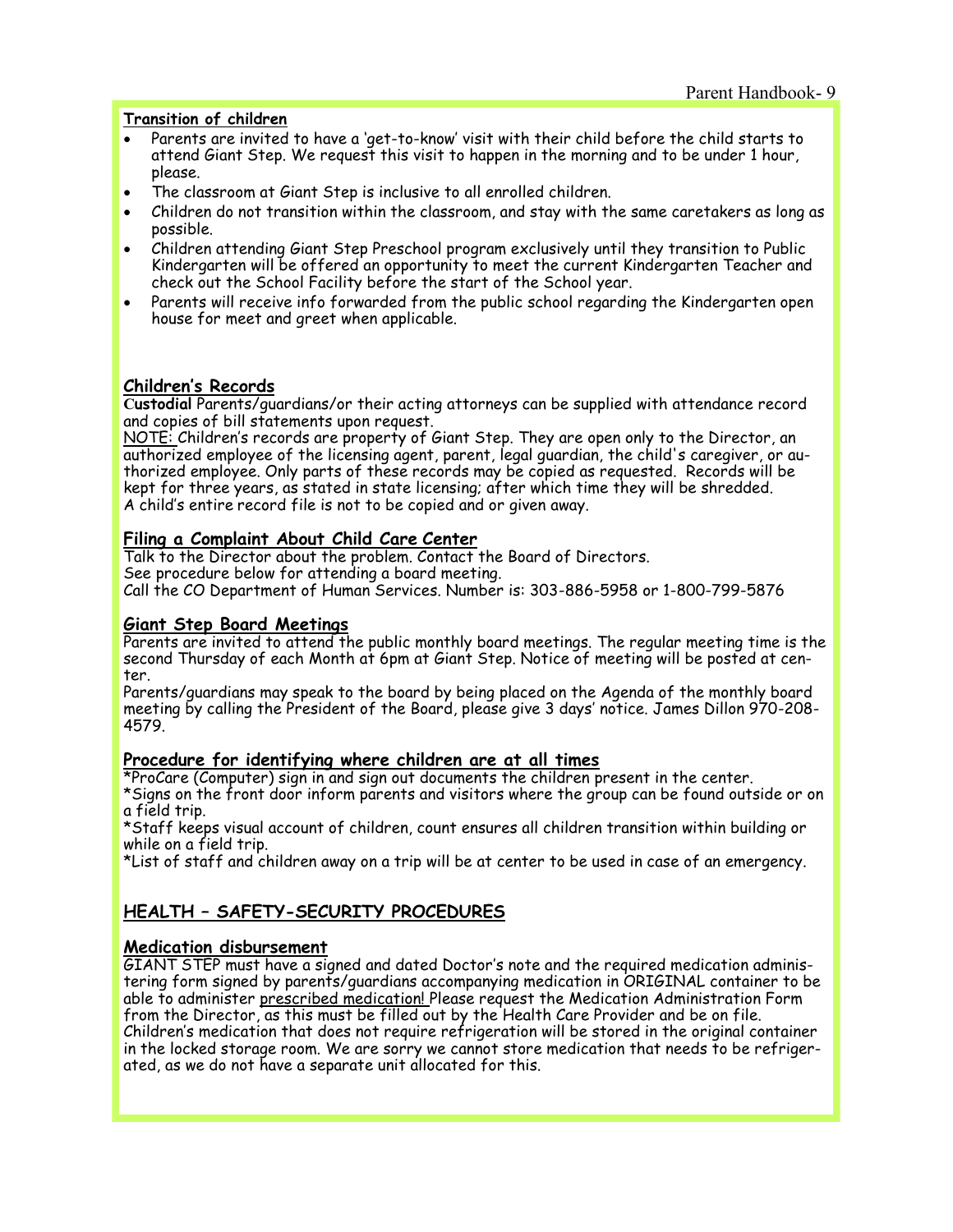**Transition of children**

- Parents are invited to have a 'get-to-know' visit with their child before the child starts to attend Giant Step. We request this visit to happen in the morning and to be under 1 hour, please.
- The classroom at Giant Step is inclusive to all enrolled children.
- Children do not transition within the classroom, and stay with the same caretakers as long as possible.
- Children attending Giant Step Preschool program exclusively until they transition to Public Kindergarten will be offered an opportunity to meet the current Kindergarten Teacher and check out the School Facility before the start of the School year.
- Parents will receive info forwarded from the public school regarding the Kindergarten open house for meet and greet when applicable.

## Children's Records

**Custodial** Parents/guardians/or their acting attorneys can be supplied with attendance record and copies of bill statements upon request.

NOTE: Children's records are property of Giant Step. They are open only to the Director, an authorized employee of the licensing agent, parent, legal guardian, the child's caregiver, or authorized employee. Only parts of these records may be copied as requested. Records will be kept for three years, as stated in state licensing; after which time they will be shredded.
A child's entire record file is not to be copied and or given away.

## Filing a Complaint About Child Care Center

Talk to the Director about the problem. Contact the Board of Directors.
See procedure below for attending a board meeting.
Call the CO Department of Human Services. Number is: 303-886-5958 or 1-800-799-5876

## Giant Step Board Meetings

Parents are invited to attend the public monthly board meetings. The regular meeting time is the second Thursday of each Month at 6pm at Giant Step. Notice of meeting will be posted at center.

Parents/guardians may speak to the board by being placed on the Agenda of the monthly board meeting by calling the President of the Board, please give 3 days' notice. James Dillon 970-208-4579.

## Procedure for identifying where children are at all times

*ProCare (Computer) sign in and sign out documents the children present in the center.
*Signs on the front door inform parents and visitors where the group can be found outside or on a field trip.
*Staff keeps visual account of children, count ensures all children transition within building or while on a field trip.
*List of staff and children away on a trip will be at center to be used in case of an emergency.

# HEALTH – SAFETY-SECURITY PROCEDURES

## Medication disbursement

GIANT STEP must have a signed and dated Doctor's note and the required medication administering form signed by parents/guardians accompanying medication in ORIGINAL container to be able to administer prescribed medication! Please request the Medication Administration Form from the Director, as this must be filled out by the Health Care Provider and be on file. Children's medication that does not require refrigeration will be stored in the original container in the locked storage room. We are sorry we cannot store medication that needs to be refrigerated, as we do not have a separate unit allocated for this.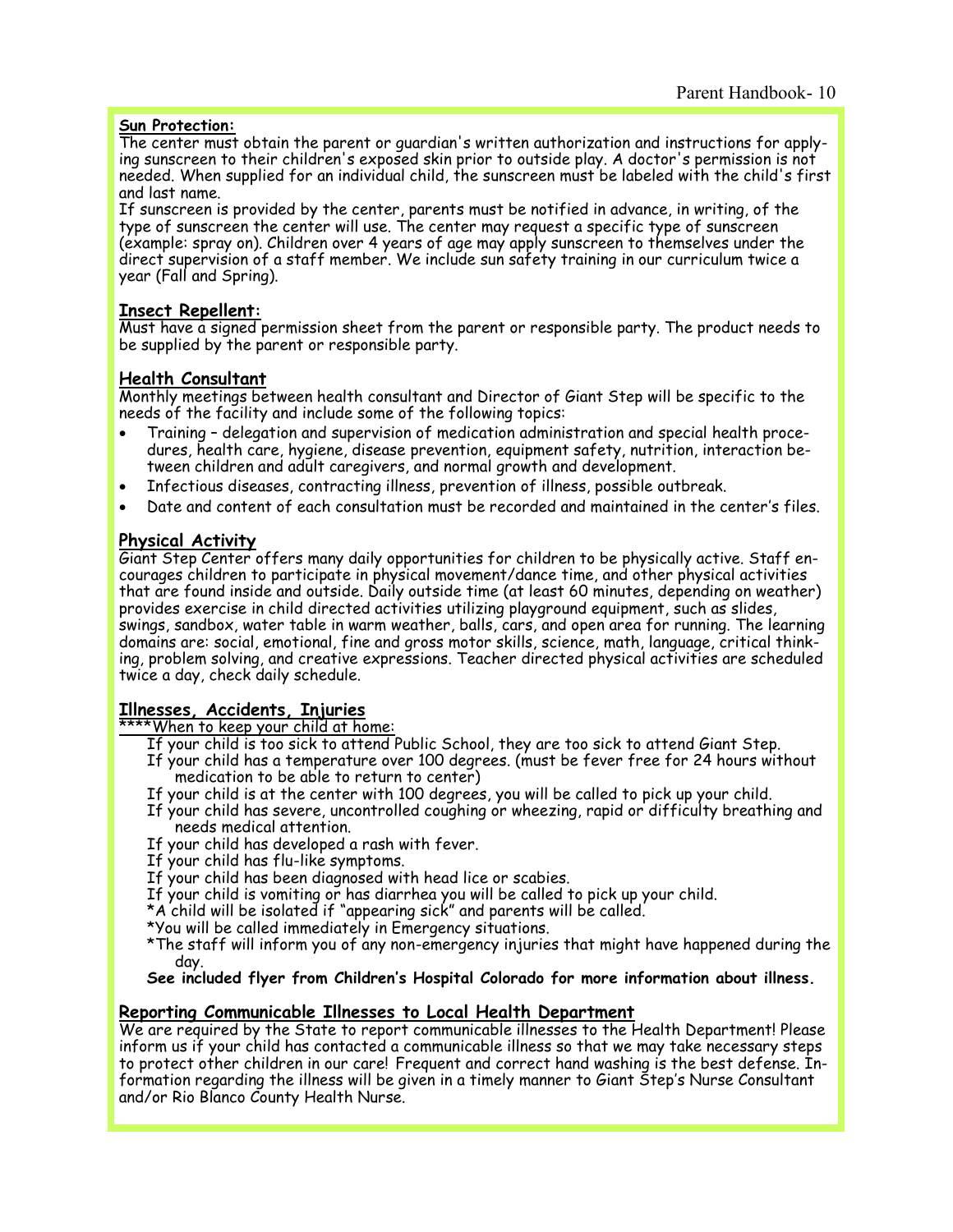**Sun Protection:**

The center must obtain the parent or guardian's written authorization and instructions for applying sunscreen to their children's exposed skin prior to outside play. A doctor's permission is not needed. When supplied for an individual child, the sunscreen must be labeled with the child's first and last name.

If sunscreen is provided by the center, parents must be notified in advance, in writing, of the type of sunscreen the center will use. The center may request a specific type of sunscreen (example: spray on). Children over 4 years of age may apply sunscreen to themselves under the direct supervision of a staff member. We include sun safety training in our curriculum twice a year (Fall and Spring).

## Insect Repellent:

Must have a signed permission sheet from the parent or responsible party. The product needs to be supplied by the parent or responsible party.

## Health Consultant

Monthly meetings between health consultant and Director of Giant Step will be specific to the needs of the facility and include some of the following topics:

- Training – delegation and supervision of medication administration and special health procedures, health care, hygiene, disease prevention, equipment safety, nutrition, interaction between children and adult caregivers, and normal growth and development.
- Infectious diseases, contracting illness, prevention of illness, possible outbreak.
- Date and content of each consultation must be recorded and maintained in the center's files.

## Physical Activity

Giant Step Center offers many daily opportunities for children to be physically active. Staff encourages children to participate in physical movement/dance time, and other physical activities that are found inside and outside. Daily outside time (at least 60 minutes, depending on weather) provides exercise in child directed activities utilizing playground equipment, such as slides, swings, sandbox, water table in warm weather, balls, cars, and open area for running. The learning domains are: social, emotional, fine and gross motor skills, science, math, language, critical thinking, problem solving, and creative expressions. Teacher directed physical activities are scheduled twice a day, check daily schedule.

## Illnesses, Accidents, Injuries

****When to keep your child at home:

- If your child is too sick to attend Public School, they are too sick to attend Giant Step.
- If your child has a temperature over 100 degrees. (must be fever free for 24 hours without medication to be able to return to center)
- If your child is at the center with 100 degrees, you will be called to pick up your child.
- If your child has severe, uncontrolled coughing or wheezing, rapid or difficulty breathing and needs medical attention.
- If your child has developed a rash with fever.
- If your child has flu-like symptoms.
- If your child has been diagnosed with head lice or scabies.
- If your child is vomiting or has diarrhea you will be called to pick up your child.
- *A child will be isolated if "appearing sick" and parents will be called.
- *You will be called immediately in Emergency situations.
- *The staff will inform you of any non-emergency injuries that might have happened during the day.

**See included flyer from Children's Hospital Colorado for more information about illness.**

## Reporting Communicable Illnesses to Local Health Department

We are required by the State to report communicable illnesses to the Health Department! Please inform us if your child has contacted a communicable illness so that we may take necessary steps to protect other children in our care! Frequent and correct hand washing is the best defense. Information regarding the illness will be given in a timely manner to Giant Step's Nurse Consultant and/or Rio Blanco County Health Nurse.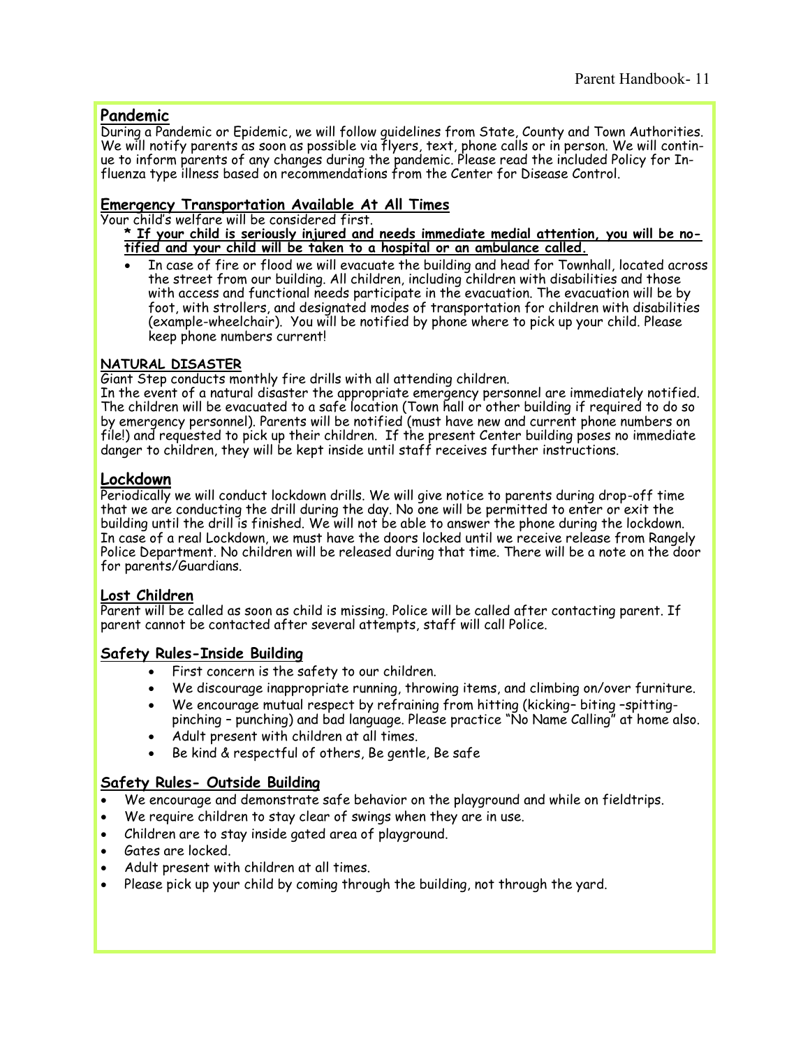## Pandemic

During a Pandemic or Epidemic, we will follow guidelines from State, County and Town Authorities. We will notify parents as soon as possible via flyers, text, phone calls or in person. We will continue to inform parents of any changes during the pandemic. Please read the included Policy for Influenza type illness based on recommendations from the Center for Disease Control.

### Emergency Transportation Available At All Times

Your child's welfare will be considered first.

**\* If your child is seriously injured and needs immediate medial attention, you will be notified and your child will be taken to a hospital or an ambulance called.**

- In case of fire or flood we will evacuate the building and head for Townhall, located across the street from our building. All children, including children with disabilities and those with access and functional needs participate in the evacuation. The evacuation will be by foot, with strollers, and designated modes of transportation for children with disabilities (example-wheelchair). You will be notified by phone where to pick up your child. Please keep phone numbers current!

#### NATURAL DISASTER

Giant Step conducts monthly fire drills with all attending children.

In the event of a natural disaster the appropriate emergency personnel are immediately notified. The children will be evacuated to a safe location (Town hall or other building if required to do so by emergency personnel). Parents will be notified (must have new and current phone numbers on file!) and requested to pick up their children. If the present Center building poses no immediate danger to children, they will be kept inside until staff receives further instructions.

## Lockdown

Periodically we will conduct lockdown drills. We will give notice to parents during drop-off time that we are conducting the drill during the day. No one will be permitted to enter or exit the building until the drill is finished. We will not be able to answer the phone during the lockdown. In case of a real Lockdown, we must have the doors locked until we receive release from Rangely Police Department. No children will be released during that time. There will be a note on the door for parents/Guardians.

### Lost Children

Parent will be called as soon as child is missing. Police will be called after contacting parent. If parent cannot be contacted after several attempts, staff will call Police.

### Safety Rules-Inside Building

- First concern is the safety to our children.
- We discourage inappropriate running, throwing items, and climbing on/over furniture.
- We encourage mutual respect by refraining from hitting (kicking– biting –spitting-pinching – punching) and bad language. Please practice "No Name Calling" at home also.
- Adult present with children at all times.
- Be kind & respectful of others, Be gentle, Be safe

### Safety Rules- Outside Building

- We encourage and demonstrate safe behavior on the playground and while on fieldtrips.
- We require children to stay clear of swings when they are in use.
- Children are to stay inside gated area of playground.
- Gates are locked.
- Adult present with children at all times.
- Please pick up your child by coming through the building, not through the yard.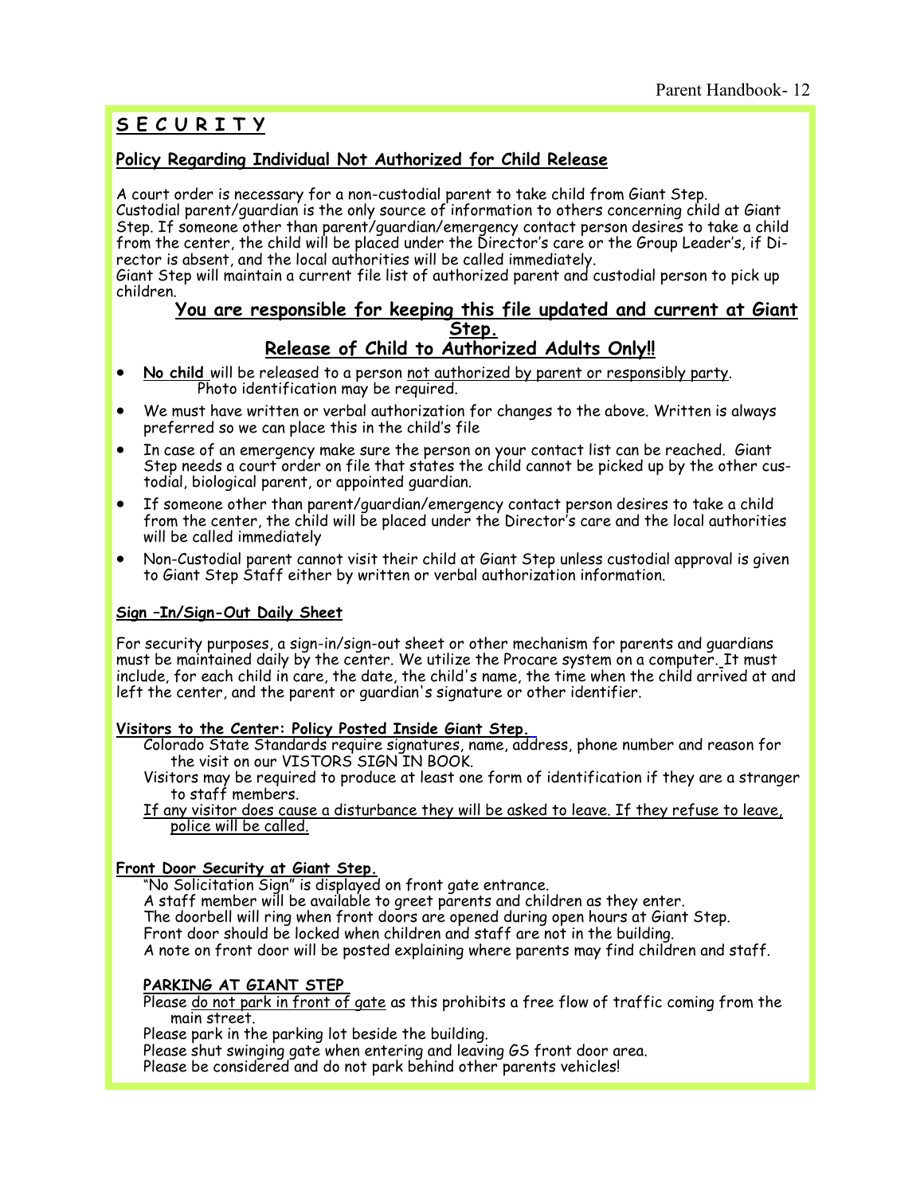## S E C U R I T Y

### Policy Regarding Individual Not Authorized for Child Release

A court order is necessary for a non-custodial parent to take child from Giant Step.
Custodial parent/guardian is the only source of information to others concerning child at Giant Step. If someone other than parent/guardian/emergency contact person desires to take a child from the center, the child will be placed under the Director's care or the Group Leader's, if Director is absent, and the local authorities will be called immediately.
Giant Step will maintain a current file list of authorized parent and custodial person to pick up children.

**You are responsible for keeping this file updated and current at Giant Step.**

**Release of Child to Authorized Adults Only!!**

- **No child** will be released to a person not authorized by parent or responsibly party. Photo identification may be required.
- We must have written or verbal authorization for changes to the above. Written is always preferred so we can place this in the child's file
- In case of an emergency make sure the person on your contact list can be reached. Giant Step needs a court order on file that states the child cannot be picked up by the other custodial, biological parent, or appointed guardian.
- If someone other than parent/guardian/emergency contact person desires to take a child from the center, the child will be placed under the Director's care and the local authorities will be called immediately
- Non-Custodial parent cannot visit their child at Giant Step unless custodial approval is given to Giant Step Staff either by written or verbal authorization information.

#### Sign –In/Sign-Out Daily Sheet

For security purposes, a sign-in/sign-out sheet or other mechanism for parents and guardians must be maintained daily by the center. We utilize the Procare system on a computer. It must include, for each child in care, the date, the child's name, the time when the child arrived at and left the center, and the parent or guardian's signature or other identifier.

#### Visitors to the Center: Policy Posted Inside Giant Step.

Colorado State Standards require signatures, name, address, phone number and reason for the visit on our VISTORS SIGN IN BOOK.
Visitors may be required to produce at least one form of identification if they are a stranger to staff members.
If any visitor does cause a disturbance they will be asked to leave. If they refuse to leave, police will be called.

#### Front Door Security at Giant Step.

"No Solicitation Sign" is displayed on front gate entrance.
A staff member will be available to greet parents and children as they enter.
The doorbell will ring when front doors are opened during open hours at Giant Step.
Front door should be locked when children and staff are not in the building.
A note on front door will be posted explaining where parents may find children and staff.

#### PARKING AT GIANT STEP

Please do not park in front of gate as this prohibits a free flow of traffic coming from the main street.
Please park in the parking lot beside the building.
Please shut swinging gate when entering and leaving GS front door area.
Please be considered and do not park behind other parents vehicles!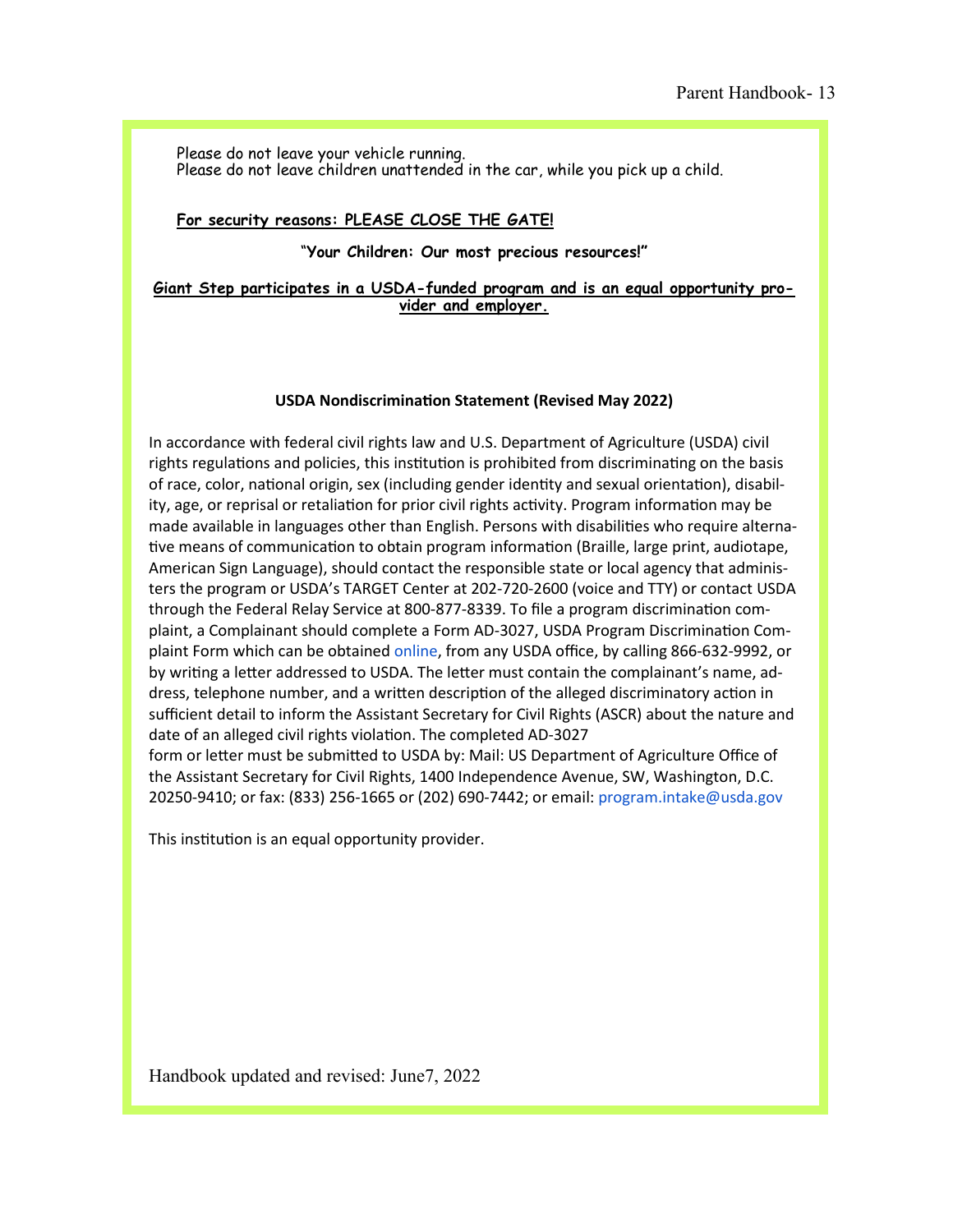Please do not leave your vehicle running.
Please do not leave children unattended in the car, while you pick up a child.

**For security reasons: PLEASE CLOSE THE GATE!**

**"Your Children: Our most precious resources!"**

**Giant Step participates in a USDA-funded program and is an equal opportunity provider and employer.**

**USDA Nondiscrimination Statement (Revised May 2022)**

In accordance with federal civil rights law and U.S. Department of Agriculture (USDA) civil rights regulations and policies, this institution is prohibited from discriminating on the basis of race, color, national origin, sex (including gender identity and sexual orientation), disability, age, or reprisal or retaliation for prior civil rights activity. Program information may be made available in languages other than English. Persons with disabilities who require alternative means of communication to obtain program information (Braille, large print, audiotape, American Sign Language), should contact the responsible state or local agency that administers the program or USDA's TARGET Center at 202-720-2600 (voice and TTY) or contact USDA through the Federal Relay Service at 800-877-8339. To file a program discrimination complaint, a Complainant should complete a Form AD-3027, USDA Program Discrimination Complaint Form which can be obtained online, from any USDA office, by calling 866-632-9992, or by writing a letter addressed to USDA. The letter must contain the complainant's name, address, telephone number, and a written description of the alleged discriminatory action in sufficient detail to inform the Assistant Secretary for Civil Rights (ASCR) about the nature and date of an alleged civil rights violation. The completed AD-3027 form or letter must be submitted to USDA by: Mail: US Department of Agriculture Office of the Assistant Secretary for Civil Rights, 1400 Independence Avenue, SW, Washington, D.C. 20250-9410; or fax: (833) 256-1665 or (202) 690-7442; or email: program.intake@usda.gov

This institution is an equal opportunity provider.

Handbook updated and revised: June7, 2022